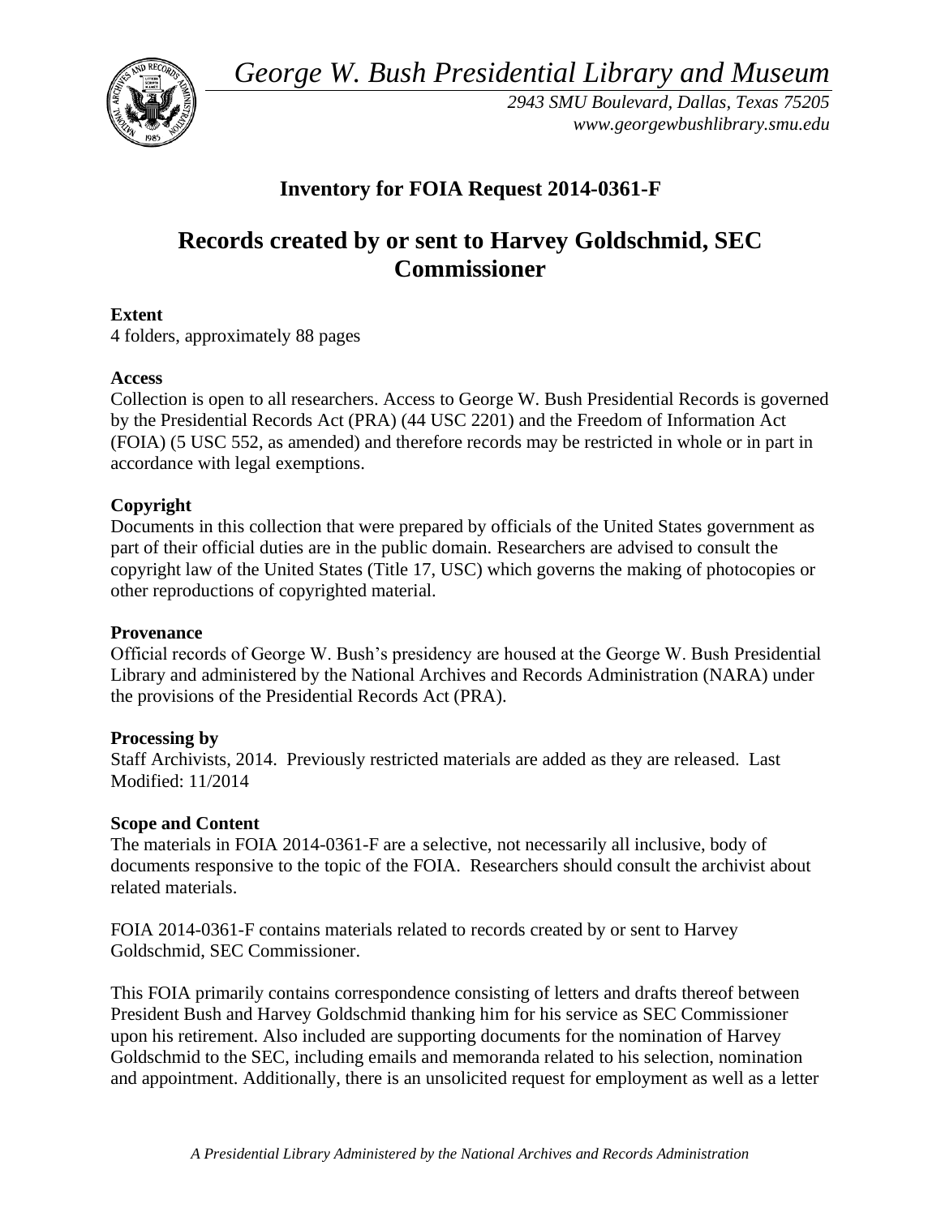*George W. Bush Presidential Library and Museum*

*2943 SMU Boulevard, Dallas, Texas 75205*
*www.georgewbushlibrary.smu.edu*

# Inventory for FOIA Request 2014-0361-F

# Records created by or sent to Harvey Goldschmid, SEC Commissioner

**Extent**
4 folders, approximately 88 pages

**Access**
Collection is open to all researchers. Access to George W. Bush Presidential Records is governed by the Presidential Records Act (PRA) (44 USC 2201) and the Freedom of Information Act (FOIA) (5 USC 552, as amended) and therefore records may be restricted in whole or in part in accordance with legal exemptions.

**Copyright**
Documents in this collection that were prepared by officials of the United States government as part of their official duties are in the public domain. Researchers are advised to consult the copyright law of the United States (Title 17, USC) which governs the making of photocopies or other reproductions of copyrighted material.

**Provenance**
Official records of George W. Bush's presidency are housed at the George W. Bush Presidential Library and administered by the National Archives and Records Administration (NARA) under the provisions of the Presidential Records Act (PRA).

**Processing by**
Staff Archivists, 2014. Previously restricted materials are added as they are released. Last Modified: 11/2014

**Scope and Content**
The materials in FOIA 2014-0361-F are a selective, not necessarily all inclusive, body of documents responsive to the topic of the FOIA. Researchers should consult the archivist about related materials.

FOIA 2014-0361-F contains materials related to records created by or sent to Harvey Goldschmid, SEC Commissioner.

This FOIA primarily contains correspondence consisting of letters and drafts thereof between President Bush and Harvey Goldschmid thanking him for his service as SEC Commissioner upon his retirement. Also included are supporting documents for the nomination of Harvey Goldschmid to the SEC, including emails and memoranda related to his selection, nomination and appointment. Additionally, there is an unsolicited request for employment as well as a letter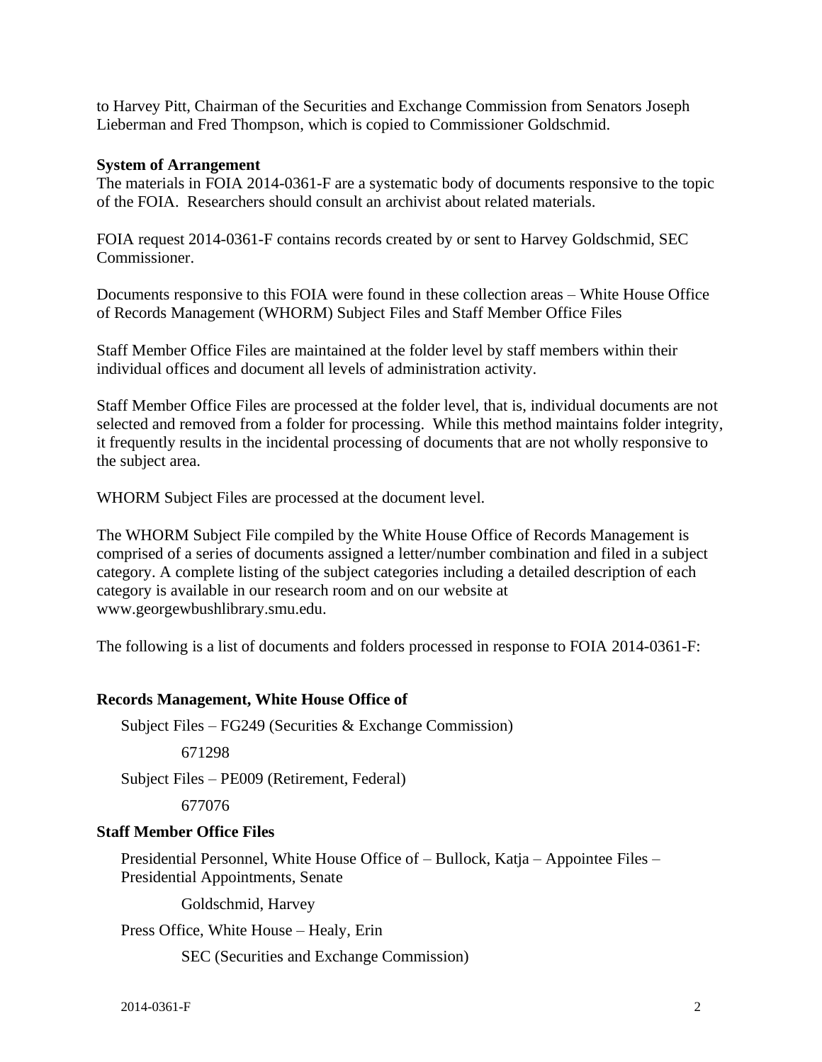to Harvey Pitt, Chairman of the Securities and Exchange Commission from Senators Joseph Lieberman and Fred Thompson, which is copied to Commissioner Goldschmid.

**System of Arrangement**
The materials in FOIA 2014-0361-F are a systematic body of documents responsive to the topic of the FOIA. Researchers should consult an archivist about related materials.

FOIA request 2014-0361-F contains records created by or sent to Harvey Goldschmid, SEC Commissioner.

Documents responsive to this FOIA were found in these collection areas – White House Office of Records Management (WHORM) Subject Files and Staff Member Office Files

Staff Member Office Files are maintained at the folder level by staff members within their individual offices and document all levels of administration activity.

Staff Member Office Files are processed at the folder level, that is, individual documents are not selected and removed from a folder for processing. While this method maintains folder integrity, it frequently results in the incidental processing of documents that are not wholly responsive to the subject area.

WHORM Subject Files are processed at the document level.

The WHORM Subject File compiled by the White House Office of Records Management is comprised of a series of documents assigned a letter/number combination and filed in a subject category. A complete listing of the subject categories including a detailed description of each category is available in our research room and on our website at www.georgewbushlibrary.smu.edu.

The following is a list of documents and folders processed in response to FOIA 2014-0361-F:

**Records Management, White House Office of**

Subject Files – FG249 (Securities & Exchange Commission)

671298

Subject Files – PE009 (Retirement, Federal)

677076

**Staff Member Office Files**

Presidential Personnel, White House Office of – Bullock, Katja – Appointee Files – Presidential Appointments, Senate

Goldschmid, Harvey

Press Office, White House – Healy, Erin

SEC (Securities and Exchange Commission)